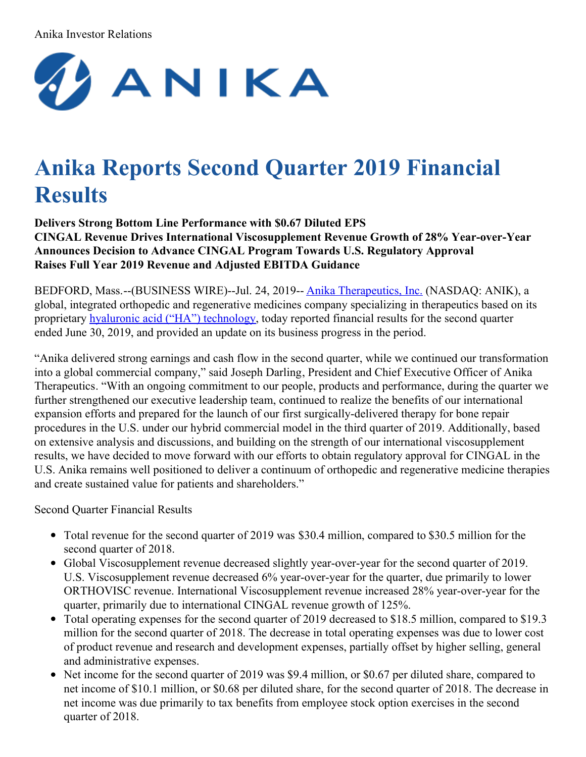Anika Investor Relations

ANIKA

# Anika Reports Second Quarter 2019 Financial Results

**Delivers Strong Bottom Line Performance with $0.67 Diluted EPS**
**CINGAL Revenue Drives International Viscosupplement Revenue Growth of 28% Year-over-Year**
**Announces Decision to Advance CINGAL Program Towards U.S. Regulatory Approval**
**Raises Full Year 2019 Revenue and Adjusted EBITDA Guidance**

BEDFORD, Mass.--(BUSINESS WIRE)--Jul. 24, 2019-- Anika Therapeutics, Inc. (NASDAQ: ANIK), a global, integrated orthopedic and regenerative medicines company specializing in therapeutics based on its proprietary hyaluronic acid ("HA") technology, today reported financial results for the second quarter ended June 30, 2019, and provided an update on its business progress in the period.

"Anika delivered strong earnings and cash flow in the second quarter, while we continued our transformation into a global commercial company," said Joseph Darling, President and Chief Executive Officer of Anika Therapeutics. "With an ongoing commitment to our people, products and performance, during the quarter we further strengthened our executive leadership team, continued to realize the benefits of our international expansion efforts and prepared for the launch of our first surgically-delivered therapy for bone repair procedures in the U.S. under our hybrid commercial model in the third quarter of 2019. Additionally, based on extensive analysis and discussions, and building on the strength of our international viscosupplement results, we have decided to move forward with our efforts to obtain regulatory approval for CINGAL in the U.S. Anika remains well positioned to deliver a continuum of orthopedic and regenerative medicine therapies and create sustained value for patients and shareholders."

Second Quarter Financial Results

- Total revenue for the second quarter of 2019 was $30.4 million, compared to $30.5 million for the second quarter of 2018.
- Global Viscosupplement revenue decreased slightly year-over-year for the second quarter of 2019. U.S. Viscosupplement revenue decreased 6% year-over-year for the quarter, due primarily to lower ORTHOVISC revenue. International Viscosupplement revenue increased 28% year-over-year for the quarter, primarily due to international CINGAL revenue growth of 125%.
- Total operating expenses for the second quarter of 2019 decreased to $18.5 million, compared to $19.3 million for the second quarter of 2018. The decrease in total operating expenses was due to lower cost of product revenue and research and development expenses, partially offset by higher selling, general and administrative expenses.
- Net income for the second quarter of 2019 was $9.4 million, or $0.67 per diluted share, compared to net income of $10.1 million, or $0.68 per diluted share, for the second quarter of 2018. The decrease in net income was due primarily to tax benefits from employee stock option exercises in the second quarter of 2018.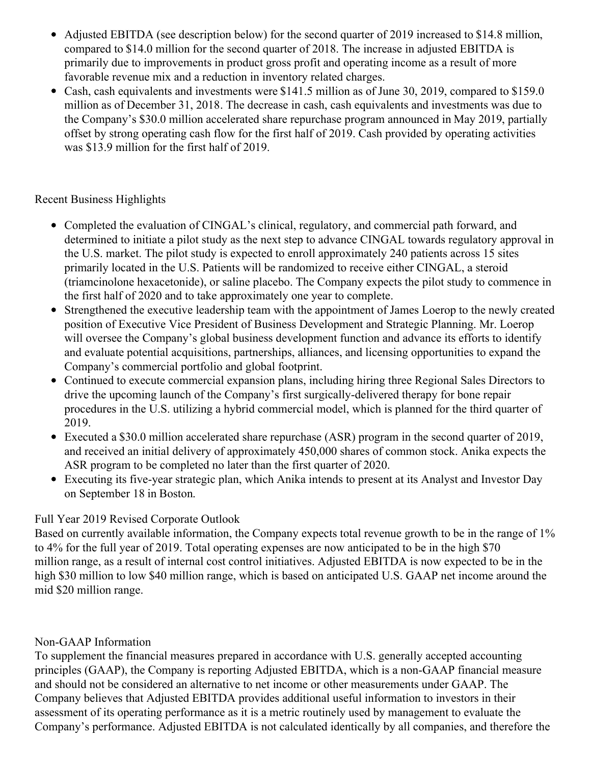- Adjusted EBITDA (see description below) for the second quarter of 2019 increased to $14.8 million, compared to $14.0 million for the second quarter of 2018. The increase in adjusted EBITDA is primarily due to improvements in product gross profit and operating income as a result of more favorable revenue mix and a reduction in inventory related charges.
- Cash, cash equivalents and investments were $141.5 million as of June 30, 2019, compared to $159.0 million as of December 31, 2018. The decrease in cash, cash equivalents and investments was due to the Company's $30.0 million accelerated share repurchase program announced in May 2019, partially offset by strong operating cash flow for the first half of 2019. Cash provided by operating activities was $13.9 million for the first half of 2019.

## Recent Business Highlights

- Completed the evaluation of CINGAL's clinical, regulatory, and commercial path forward, and determined to initiate a pilot study as the next step to advance CINGAL towards regulatory approval in the U.S. market. The pilot study is expected to enroll approximately 240 patients across 15 sites primarily located in the U.S. Patients will be randomized to receive either CINGAL, a steroid (triamcinolone hexacetonide), or saline placebo. The Company expects the pilot study to commence in the first half of 2020 and to take approximately one year to complete.
- Strengthened the executive leadership team with the appointment of James Loerop to the newly created position of Executive Vice President of Business Development and Strategic Planning. Mr. Loerop will oversee the Company's global business development function and advance its efforts to identify and evaluate potential acquisitions, partnerships, alliances, and licensing opportunities to expand the Company's commercial portfolio and global footprint.
- Continued to execute commercial expansion plans, including hiring three Regional Sales Directors to drive the upcoming launch of the Company's first surgically-delivered therapy for bone repair procedures in the U.S. utilizing a hybrid commercial model, which is planned for the third quarter of 2019.
- Executed a $30.0 million accelerated share repurchase (ASR) program in the second quarter of 2019, and received an initial delivery of approximately 450,000 shares of common stock. Anika expects the ASR program to be completed no later than the first quarter of 2020.
- Executing its five-year strategic plan, which Anika intends to present at its Analyst and Investor Day on September 18 in Boston.

## Full Year 2019 Revised Corporate Outlook

Based on currently available information, the Company expects total revenue growth to be in the range of 1% to 4% for the full year of 2019. Total operating expenses are now anticipated to be in the high $70 million range, as a result of internal cost control initiatives. Adjusted EBITDA is now expected to be in the high $30 million to low $40 million range, which is based on anticipated U.S. GAAP net income around the mid $20 million range.

## Non-GAAP Information

To supplement the financial measures prepared in accordance with U.S. generally accepted accounting principles (GAAP), the Company is reporting Adjusted EBITDA, which is a non-GAAP financial measure and should not be considered an alternative to net income or other measurements under GAAP. The Company believes that Adjusted EBITDA provides additional useful information to investors in their assessment of its operating performance as it is a metric routinely used by management to evaluate the Company's performance. Adjusted EBITDA is not calculated identically by all companies, and therefore the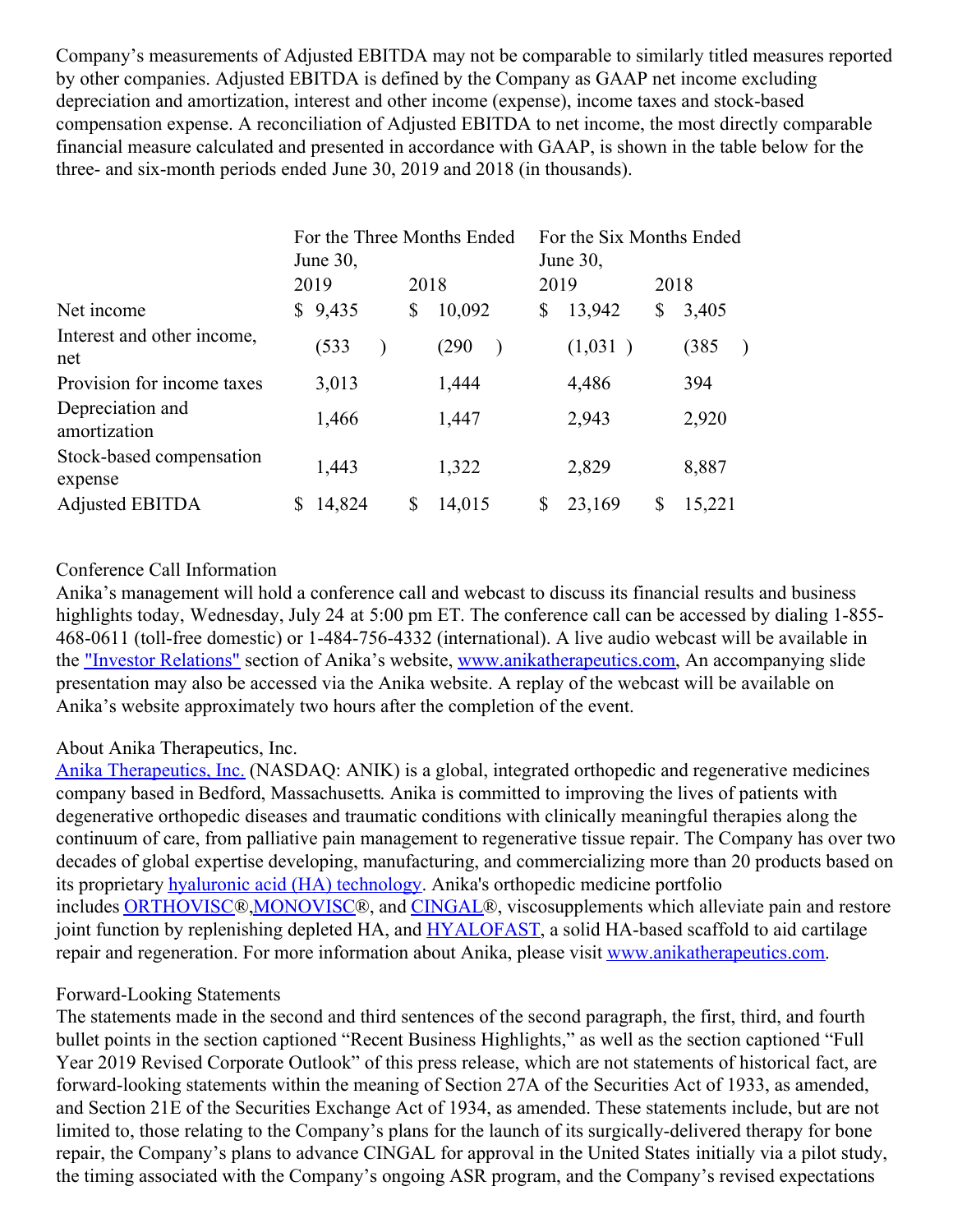Company's measurements of Adjusted EBITDA may not be comparable to similarly titled measures reported by other companies. Adjusted EBITDA is defined by the Company as GAAP net income excluding depreciation and amortization, interest and other income (expense), income taxes and stock-based compensation expense. A reconciliation of Adjusted EBITDA to net income, the most directly comparable financial measure calculated and presented in accordance with GAAP, is shown in the table below for the three- and six-month periods ended June 30, 2019 and 2018 (in thousands).

| | For the Three Months Ended June 30, | | For the Six Months Ended June 30, | |
|---|---|---|---|---|
| | 2019 | 2018 | 2019 | 2018 |
| Net income | $ 9,435 | $ 10,092 | $ 13,942 | $ 3,405 |
| Interest and other income, net | (533 ) | (290 ) | (1,031 ) | (385 ) |
| Provision for income taxes | 3,013 | 1,444 | 4,486 | 394 |
| Depreciation and amortization | 1,466 | 1,447 | 2,943 | 2,920 |
| Stock-based compensation expense | 1,443 | 1,322 | 2,829 | 8,887 |
| Adjusted EBITDA | $ 14,824 | $ 14,015 | $ 23,169 | $ 15,221 |

Conference Call Information

Anika's management will hold a conference call and webcast to discuss its financial results and business highlights today, Wednesday, July 24 at 5:00 pm ET. The conference call can be accessed by dialing 1-855-468-0611 (toll-free domestic) or 1-484-756-4332 (international). A live audio webcast will be available in the "Investor Relations" section of Anika's website, www.anikatherapeutics.com, An accompanying slide presentation may also be accessed via the Anika website. A replay of the webcast will be available on Anika's website approximately two hours after the completion of the event.

About Anika Therapeutics, Inc.

Anika Therapeutics, Inc. (NASDAQ: ANIK) is a global, integrated orthopedic and regenerative medicines company based in Bedford, Massachusetts. Anika is committed to improving the lives of patients with degenerative orthopedic diseases and traumatic conditions with clinically meaningful therapies along the continuum of care, from palliative pain management to regenerative tissue repair. The Company has over two decades of global expertise developing, manufacturing, and commercializing more than 20 products based on its proprietary hyaluronic acid (HA) technology. Anika's orthopedic medicine portfolio includes ORTHOVISC®,MONOVISC®, and CINGAL®, viscosupplements which alleviate pain and restore joint function by replenishing depleted HA, and HYALOFAST, a solid HA-based scaffold to aid cartilage repair and regeneration. For more information about Anika, please visit www.anikatherapeutics.com.

Forward-Looking Statements

The statements made in the second and third sentences of the second paragraph, the first, third, and fourth bullet points in the section captioned "Recent Business Highlights," as well as the section captioned "Full Year 2019 Revised Corporate Outlook" of this press release, which are not statements of historical fact, are forward-looking statements within the meaning of Section 27A of the Securities Act of 1933, as amended, and Section 21E of the Securities Exchange Act of 1934, as amended. These statements include, but are not limited to, those relating to the Company's plans for the launch of its surgically-delivered therapy for bone repair, the Company's plans to advance CINGAL for approval in the United States initially via a pilot study, the timing associated with the Company's ongoing ASR program, and the Company's revised expectations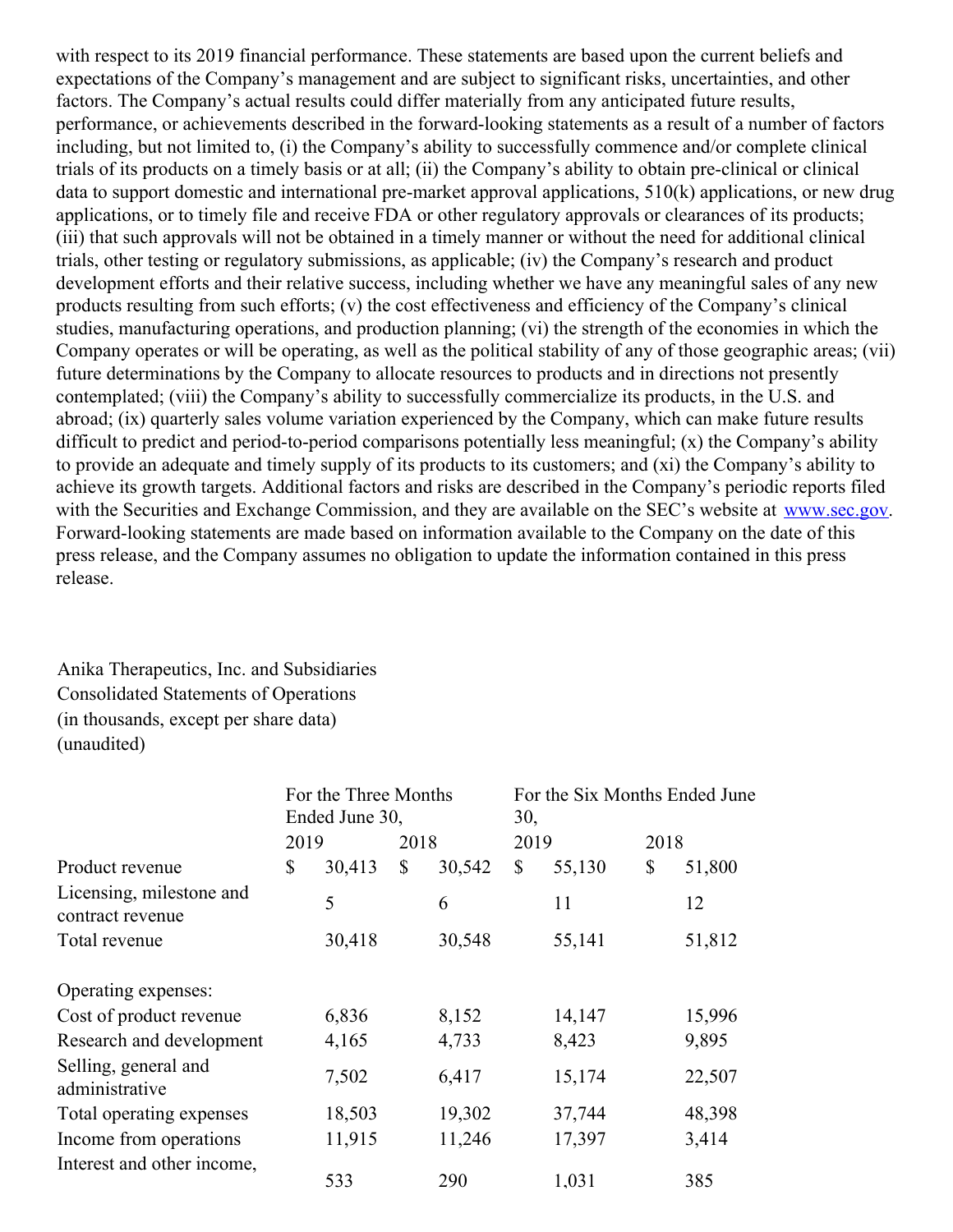with respect to its 2019 financial performance. These statements are based upon the current beliefs and expectations of the Company's management and are subject to significant risks, uncertainties, and other factors. The Company's actual results could differ materially from any anticipated future results, performance, or achievements described in the forward-looking statements as a result of a number of factors including, but not limited to, (i) the Company's ability to successfully commence and/or complete clinical trials of its products on a timely basis or at all; (ii) the Company's ability to obtain pre-clinical or clinical data to support domestic and international pre-market approval applications, 510(k) applications, or new drug applications, or to timely file and receive FDA or other regulatory approvals or clearances of its products; (iii) that such approvals will not be obtained in a timely manner or without the need for additional clinical trials, other testing or regulatory submissions, as applicable; (iv) the Company's research and product development efforts and their relative success, including whether we have any meaningful sales of any new products resulting from such efforts; (v) the cost effectiveness and efficiency of the Company's clinical studies, manufacturing operations, and production planning; (vi) the strength of the economies in which the Company operates or will be operating, as well as the political stability of any of those geographic areas; (vii) future determinations by the Company to allocate resources to products and in directions not presently contemplated; (viii) the Company's ability to successfully commercialize its products, in the U.S. and abroad; (ix) quarterly sales volume variation experienced by the Company, which can make future results difficult to predict and period-to-period comparisons potentially less meaningful; (x) the Company's ability to provide an adequate and timely supply of its products to its customers; and (xi) the Company's ability to achieve its growth targets. Additional factors and risks are described in the Company's periodic reports filed with the Securities and Exchange Commission, and they are available on the SEC's website at www.sec.gov. Forward-looking statements are made based on information available to the Company on the date of this press release, and the Company assumes no obligation to update the information contained in this press release.

Anika Therapeutics, Inc. and Subsidiaries
Consolidated Statements of Operations
(in thousands, except per share data)
(unaudited)

| | For the Three Months Ended June 30, | | For the Six Months Ended June 30, | |
|---|---|---|---|---|
| | 2019 | 2018 | 2019 | 2018 |
| Product revenue | $ 30,413 | $ 30,542 | $ 55,130 | $ 51,800 |
| Licensing, milestone and contract revenue | 5 | 6 | 11 | 12 |
| Total revenue | 30,418 | 30,548 | 55,141 | 51,812 |
| | | | | |
| Operating expenses: | | | | |
| Cost of product revenue | 6,836 | 8,152 | 14,147 | 15,996 |
| Research and development | 4,165 | 4,733 | 8,423 | 9,895 |
| Selling, general and administrative | 7,502 | 6,417 | 15,174 | 22,507 |
| Total operating expenses | 18,503 | 19,302 | 37,744 | 48,398 |
| Income from operations | 11,915 | 11,246 | 17,397 | 3,414 |
| Interest and other income, | 533 | 290 | 1,031 | 385 |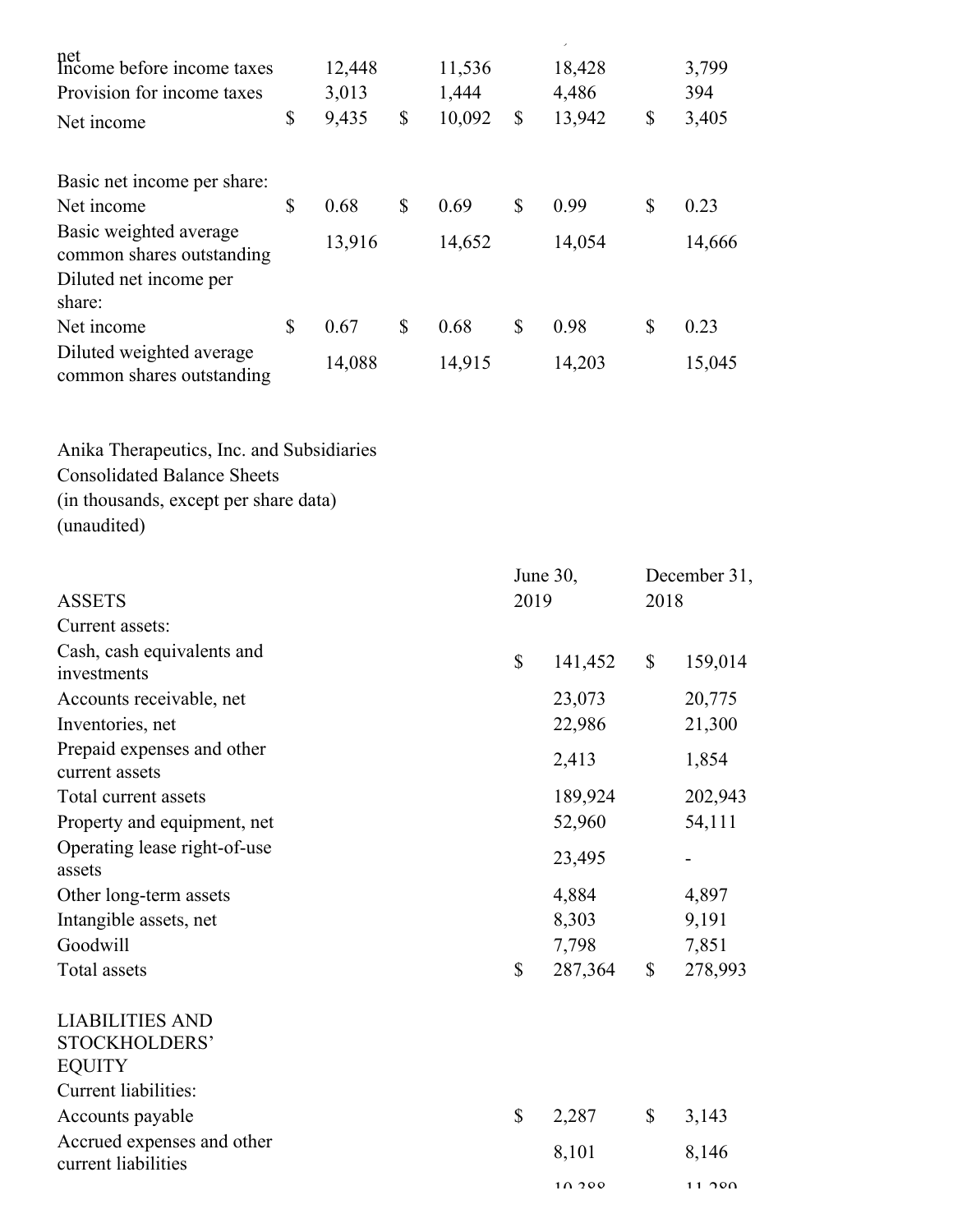| | | | | |
|---|---|---|---|---|
| Income before income taxes | 12,448 | 11,536 | 18,428 | 3,799 |
| Provision for income taxes | 3,013 | 1,444 | 4,486 | 394 |
| Net income | $ 9,435 | $ 10,092 | $ 13,942 | $ 3,405 |
| | | | | |
| Basic net income per share: | | | | |
| Net income | $ 0.68 | $ 0.69 | $ 0.99 | $ 0.23 |
| Basic weighted average common shares outstanding | 13,916 | 14,652 | 14,054 | 14,666 |
| Diluted net income per share: | | | | |
| Net income | $ 0.67 | $ 0.68 | $ 0.98 | $ 0.23 |
| Diluted weighted average common shares outstanding | 14,088 | 14,915 | 14,203 | 15,045 |

Anika Therapeutics, Inc. and Subsidiaries
Consolidated Balance Sheets
(in thousands, except per share data)
(unaudited)

| | June 30, 2019 | December 31, 2018 |
|---|---|---|
| ASSETS | | |
| Current assets: | | |
| Cash, cash equivalents and investments | $ 141,452 | $ 159,014 |
| Accounts receivable, net | 23,073 | 20,775 |
| Inventories, net | 22,986 | 21,300 |
| Prepaid expenses and other current assets | 2,413 | 1,854 |
| Total current assets | 189,924 | 202,943 |
| Property and equipment, net | 52,960 | 54,111 |
| Operating lease right-of-use assets | 23,495 | - |
| Other long-term assets | 4,884 | 4,897 |
| Intangible assets, net | 8,303 | 9,191 |
| Goodwill | 7,798 | 7,851 |
| Total assets | $ 287,364 | $ 278,993 |
| | | |
| LIABILITIES AND STOCKHOLDERS' EQUITY | | |
| Current liabilities: | | |
| Accounts payable | $ 2,287 | $ 3,143 |
| Accrued expenses and other current liabilities | 8,101 | 8,146 |
| | 10,388 | 11,289 |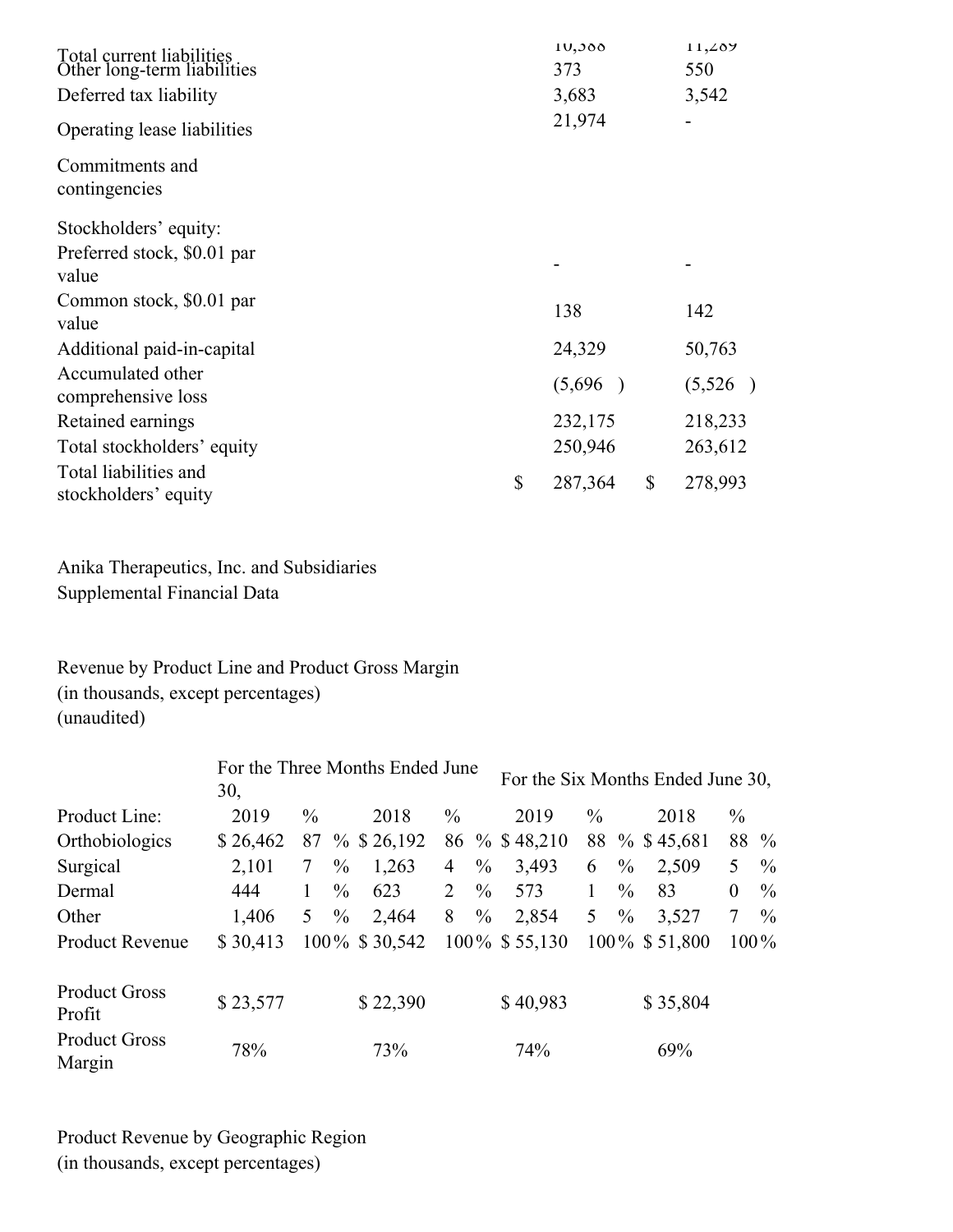| | | |
|---|---|---|
| Total current liabilities | 10,388 | 11,289 |
| Other long-term liabilities | 373 | 550 |
| Deferred tax liability | 3,683 | 3,542 |
| Operating lease liabilities | 21,974 | - |
| Commitments and contingencies | | |
| Stockholders' equity: | | |
| Preferred stock, $0.01 par value | - | - |
| Common stock, $0.01 par value | 138 | 142 |
| Additional paid-in-capital | 24,329 | 50,763 |
| Accumulated other comprehensive loss | (5,696 ) | (5,526 ) |
| Retained earnings | 232,175 | 218,233 |
| Total stockholders' equity | 250,946 | 263,612 |
| Total liabilities and stockholders' equity | $ 287,364 | $ 278,993 |

Anika Therapeutics, Inc. and Subsidiaries
Supplemental Financial Data

Revenue by Product Line and Product Gross Margin
(in thousands, except percentages)
(unaudited)

| | For the Three Months Ended June 30, | | | | For the Six Months Ended June 30, | | | |
|---|---|---|---|---|---|---|---|---|
| Product Line: | 2019 | % | 2018 | % | 2019 | % | 2018 | % |
| Orthobiologics | $ 26,462 | 87 % | $ 26,192 | 86 % | $ 48,210 | 88 % | $ 45,681 | 88 % |
| Surgical | 2,101 | 7 % | 1,263 | 4 % | 3,493 | 6 % | 2,509 | 5 % |
| Dermal | 444 | 1 % | 623 | 2 % | 573 | 1 % | 83 | 0 % |
| Other | 1,406 | 5 % | 2,464 | 8 % | 2,854 | 5 % | 3,527 | 7 % |
| Product Revenue | $ 30,413 | 100% | $ 30,542 | 100% | $ 55,130 | 100% | $ 51,800 | 100% |
| | | | | | | | | |
| Product Gross Profit | $ 23,577 | | $ 22,390 | | $ 40,983 | | $ 35,804 | |
| Product Gross Margin | 78% | | 73% | | 74% | | 69% | |

Product Revenue by Geographic Region
(in thousands, except percentages)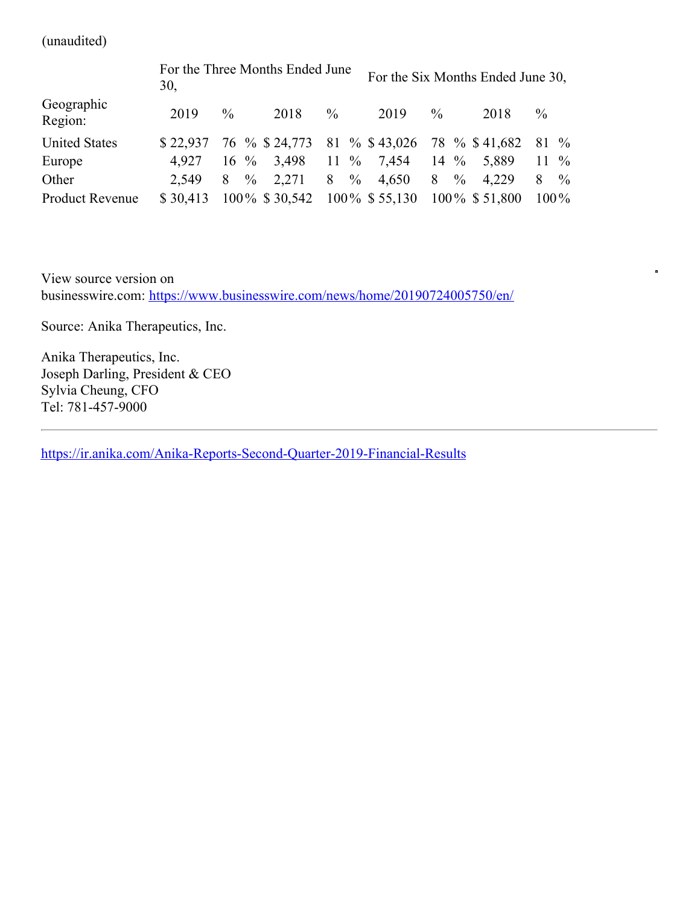(unaudited)

| | For the Three Months Ended June 30, | | | | For the Six Months Ended June 30, | | | |
|---|---|---|---|---|---|---|---|---|
| Geographic Region: | 2019 | % | 2018 | % | 2019 | % | 2018 | % |
| United States | $ 22,937 | 76 % | $ 24,773 | 81 % | $ 43,026 | 78 % | $ 41,682 | 81 % |
| Europe | 4,927 | 16 % | 3,498 | 11 % | 7,454 | 14 % | 5,889 | 11 % |
| Other | 2,549 | 8 % | 2,271 | 8 % | 4,650 | 8 % | 4,229 | 8 % |
| Product Revenue | $ 30,413 | 100% | $ 30,542 | 100% | $ 55,130 | 100% | $ 51,800 | 100% |

View source version on businesswire.com: https://www.businesswire.com/news/home/20190724005750/en/

Source: Anika Therapeutics, Inc.

Anika Therapeutics, Inc.
Joseph Darling, President & CEO
Sylvia Cheung, CFO
Tel: 781-457-9000

---

https://ir.anika.com/Anika-Reports-Second-Quarter-2019-Financial-Results